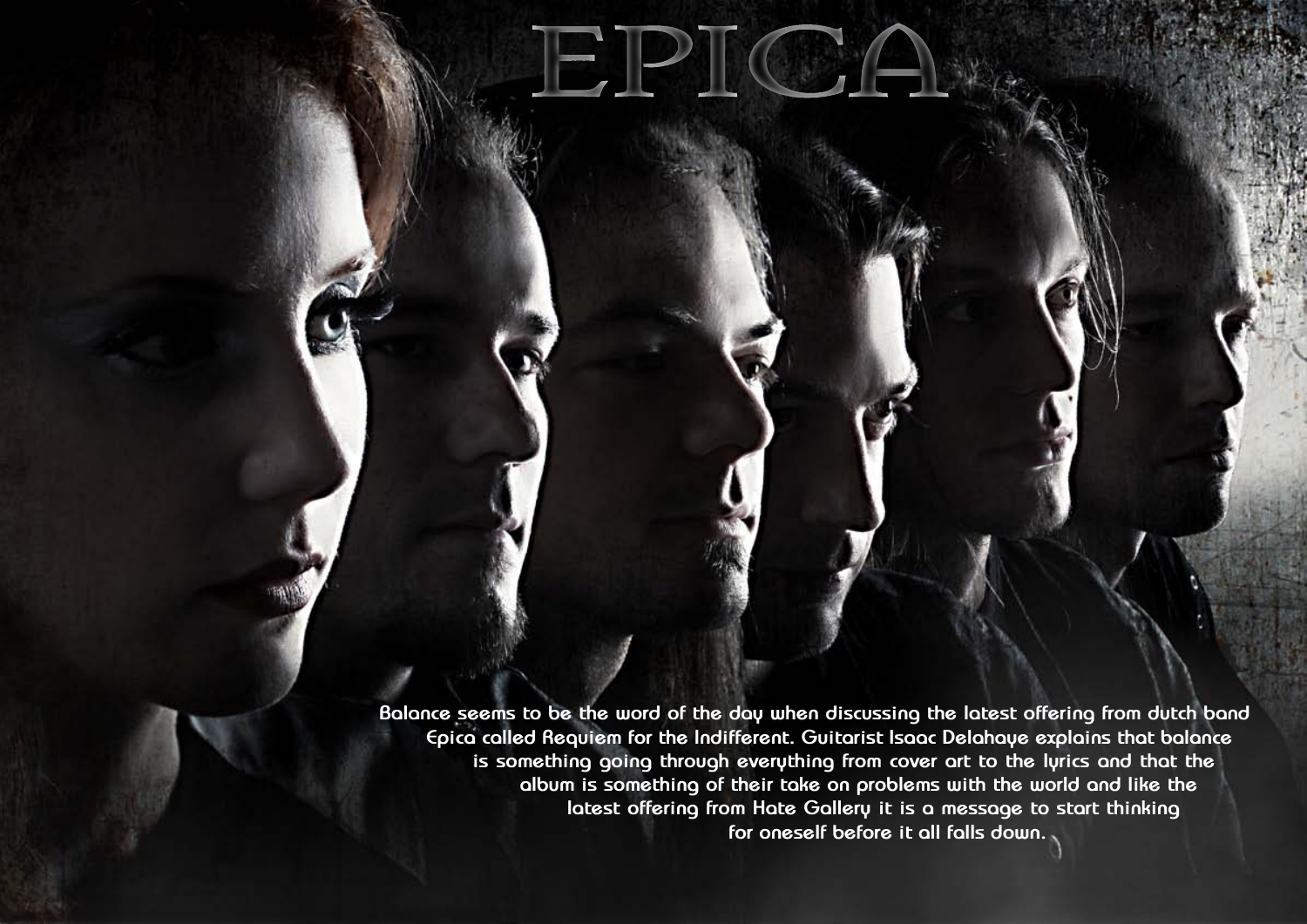# EPICA

Balance seems to be the word of the day when discussing the latest offering from dutch band Epica called Requiem for the Indifferent. Guitarist Isaac Delahaye explains that balance is something going through everything from cover art to the lyrics and that the album is something of their take on problems with the world and like the latest offering from Hate Gallery it is a message to start thinking for oneself before it all falls down.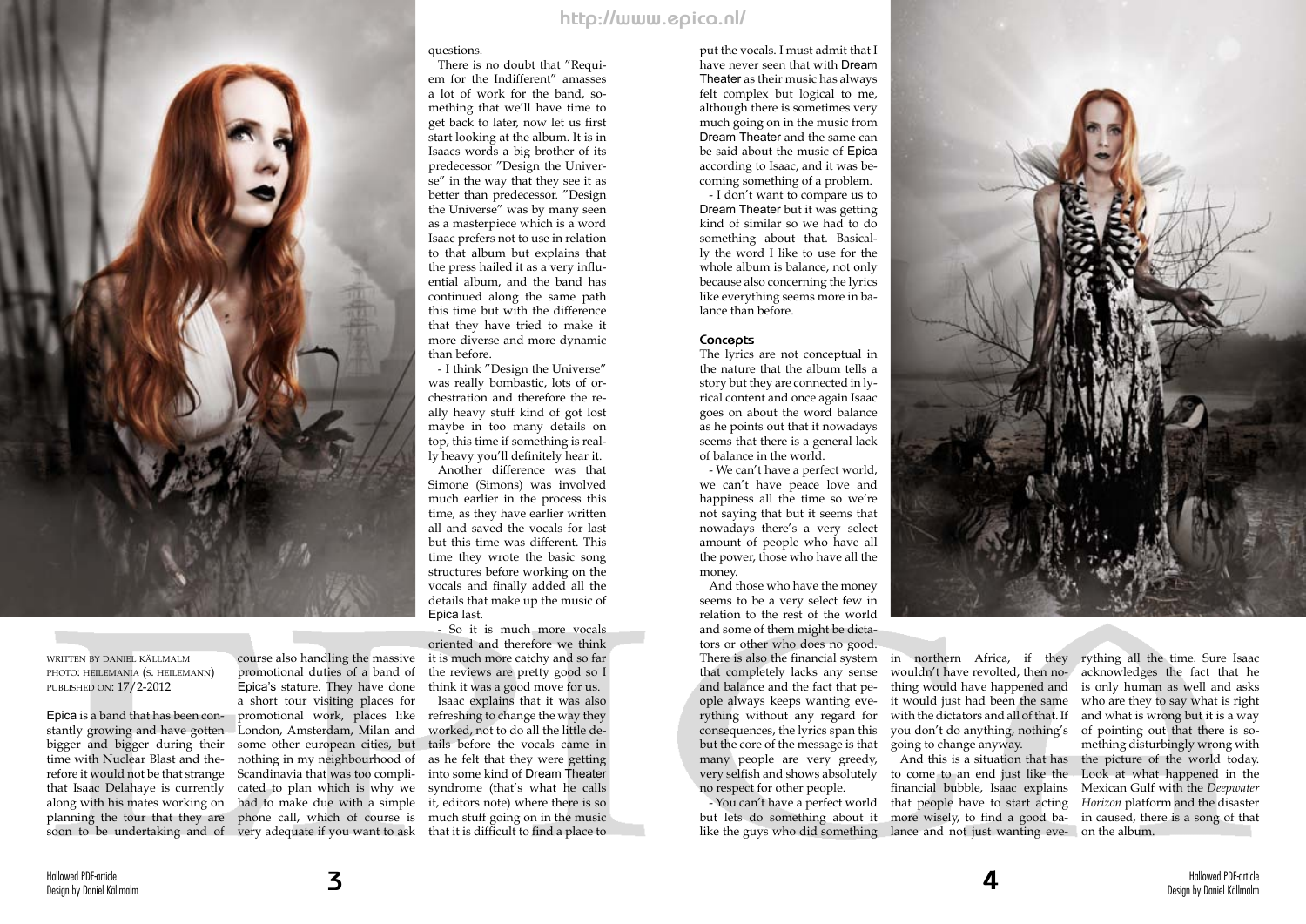WRITTEN BY DANIEL KÄLLMALM
PHOTO: HEILEMANIA (S. HEILEMANN)
PUBLISHED ON: 17/2-2012

Epica is a band that has been constantly growing and have gotten bigger and bigger during their time with Nuclear Blast and therefore it would not be that strange that Isaac Delahaye is currently along with his mates working on planning the tour that they are soon to be undertaking and of course also handling the massive promotional duties of a band of Epica's stature. They have done a short tour visiting places for promotional work, places like London, Amsterdam, Milan and some other european cities, but nothing in my neighbourhood of Scandinavia that was too complicated to plan which is why we had to make due with a simple phone call, which of course is very adequate if you want to ask questions.

There is no doubt that "Requiem for the Indifferent" amasses a lot of work for the band, something that we'll have time to get back to later, now let us first start looking at the album. It is in Isaacs words a big brother of its predecessor "Design the Universe" in the way that they see it as better than predecessor. "Design the Universe" was by many seen as a masterpiece which is a word Isaac prefers not to use in relation to that album but explains that the press hailed it as a very influential album, and the band has continued along the same path this time but with the difference that they have tried to make it more diverse and more dynamic than before.

- I think "Design the Universe" was really bombastic, lots of orchestration and therefore the really heavy stuff kind of got lost maybe in too many details on top, this time if something is really heavy you'll definitely hear it.

Another difference was that Simone (Simons) was involved much earlier in the process this time, as they have earlier written all and saved the vocals for last but this time was different. This time they wrote the basic song structures before working on the vocals and finally added all the details that make up the music of Epica last.

- So it is much more vocals oriented and therefore we think it is much more catchy and so far the reviews are pretty good so I think it was a good move for us.

Isaac explains that it was also refreshing to change the way they worked, not to do all the little details before the vocals came in as he felt that they were getting into some kind of Dream Theater syndrome (that's what he calls it, editors note) where there is so much stuff going on in the music that it is difficult to find a place to put the vocals. I must admit that I have never seen that with Dream Theater as their music has always felt complex but logical to me, although there is sometimes very much going on in the music from Dream Theater and the same can be said about the music of Epica according to Isaac, and it was becoming something of a problem.

- I don't want to compare us to Dream Theater but it was getting kind of similar so we had to do something about that. Basically the word I like to use for the whole album is balance, not only because also concerning the lyrics like everything seems more in balance than before.

### Concepts

The lyrics are not conceptual in the nature that the album tells a story but they are connected in lyrical content and once again Isaac goes on about the word balance as he points out that it nowadays seems that there is a general lack of balance in the world.

- We can't have a perfect world, we can't have peace love and happiness all the time so we're not saying that but it seems that nowadays there's a very select amount of people who have all the power, those who have all the money.

And those who have the money seems to be a very select few in relation to the rest of the world and some of them might be dictators or other who does no good. There is also the financial system that completely lacks any sense and balance and the fact that people always keeps wanting everything without any regard for consequences, the lyrics span this but the core of the message is that many people are very greedy, very selfish and shows absolutely no respect for other people.

- You can't have a perfect world but lets do something about it like the guys who did something in northern Africa, if they wouldn't have revolted, then nothing would have happened and it would just had been the same with the dictators and all of that. If you don't do anything, nothing's going to change anyway.

And this is a situation that has to come to an end just like the financial bubble, Isaac explains that people have to start acting more wisely, to find a good balance and not just wanting everything all the time. Sure Isaac acknowledges the fact that he is only human as well and asks who are they to say what is right and what is wrong but it is a way of pointing out that there is something disturbingly wrong with the picture of the world today. Look at what happened in the Mexican Gulf with the *Deepwater Horizon* platform and the disaster in caused, there is a song of that on the album.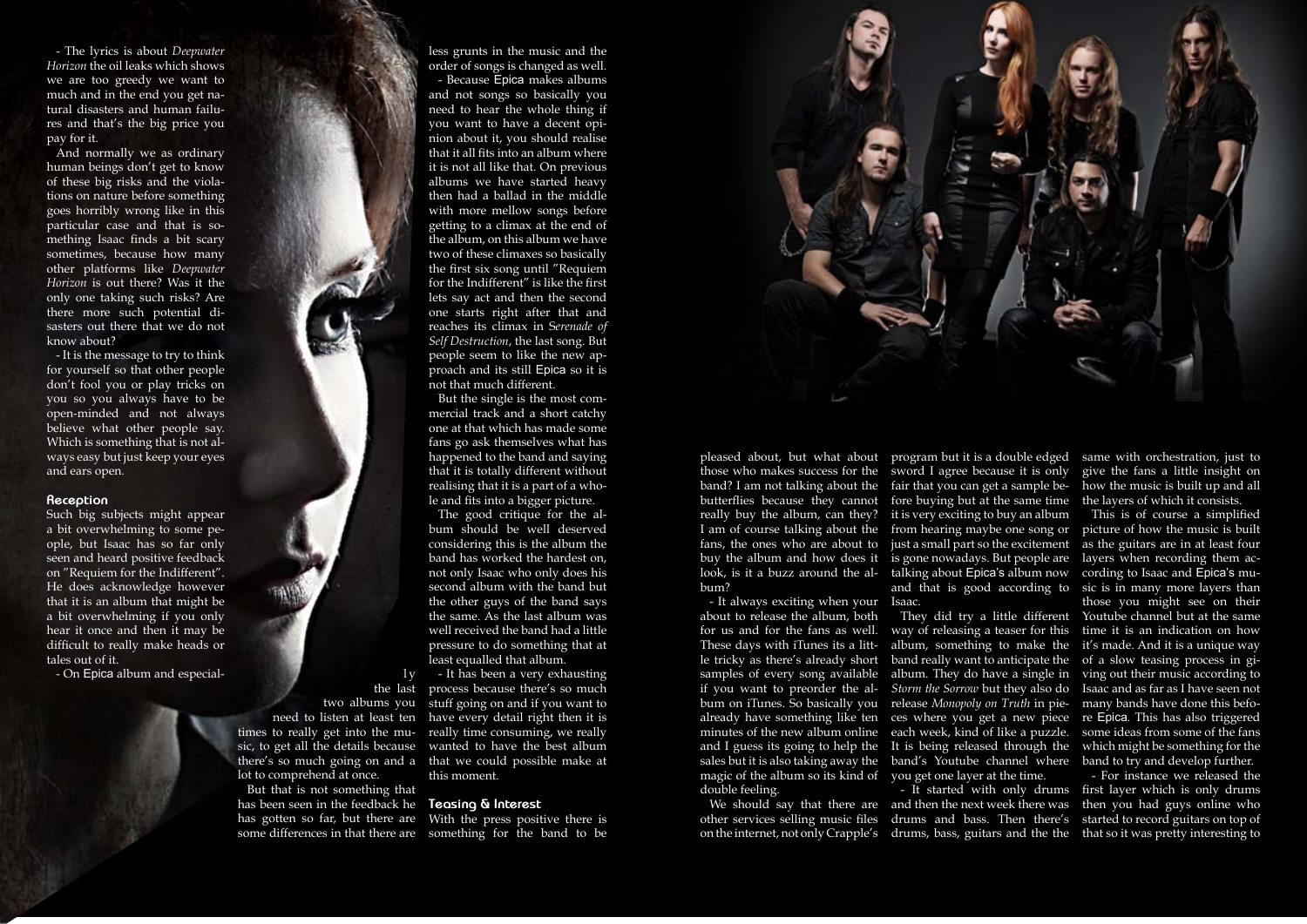- The lyrics is about *Deepwater Horizon* the oil leaks which shows we are too greedy we want to much and in the end you get natural disasters and human failures and that's the big price you pay for it.

And normally we as ordinary human beings don't get to know of these big risks and the violations on nature before something goes horribly wrong like in this particular case and that is something Isaac finds a bit scary sometimes, because how many other platforms like *Deepwater Horizon* is out there? Was it the only one taking such risks? Are there more such potential disasters out there that we do not know about?

- It is the message to try to think for yourself so that other people don't fool you or play tricks on you so you always have to be open-minded and not always believe what other people say. Which is something that is not always easy but just keep your eyes and ears open.

### Reception

Such big subjects might appear a bit overwhelming to some people, but Isaac has so far only seen and heard positive feedback on "Requiem for the Indifferent". He does acknowledge however that it is an album that might be a bit overwhelming if you only hear it once and then it may be difficult to really make heads or tales out of it.

- On Epica album and especially the last two albums you need to listen at least ten times to really get into the music, to get all the details because there's so much going on and a lot to comprehend at once.

But that is not something that has been seen in the feedback he has gotten so far, but there are some differences in that there are less grunts in the music and the order of songs is changed as well.

- Because Epica makes albums and not songs so basically you need to hear the whole thing if you want to have a decent opinion about it, you should realise that it all fits into an album where it is not all like that. On previous albums we have started heavy then had a ballad in the middle with more mellow songs before getting to a climax at the end of the album, on this album we have two of these climaxes so basically the first six song until "Requiem for the Indifferent" is like the first lets say act and then the second one starts right after that and reaches its climax in *Serenade of Self Destruction*, the last song. But people seem to like the new approach and its still Epica so it is not that much different.

But the single is the most commercial track and a short catchy one at that which has made some fans go ask themselves what has happened to the band and saying that it is totally different without realising that it is a part of a whole and fits into a bigger picture.

The good critique for the album should be well deserved considering this is the album the band has worked the hardest on, not only Isaac who only does his second album with the band but the other guys of the band says the same. As the last album was well received the band had a little pressure to do something that at least equalled that album.

- It has been a very exhausting process because there's so much stuff going on and if you want to have every detail right then it is really time consuming, we really wanted to have the best album that we could possible make at this moment.

### Teasing & Interest

With the press positive there is something for the band to be pleased about, but what about those who makes success for the band? I am not talking about the butterflies because they cannot really buy the album, can they? I am of course talking about the fans, the ones who are about to buy the album and how does it look, is it a buzz around the album?

- It always exciting when your about to release the album, both for us and for the fans as well. These days with iTunes its a little tricky as there's already short samples of every song available if you want to preorder the album on iTunes. So basically you already have something like ten minutes of the new album online and I guess its going to help the sales but it is also taking away the magic of the album so its kind of double feeling.

We should say that there are other services selling music files on the internet, not only Crapple's program but it is a double edged sword I agree because it is only fair that you can get a sample before buying but at the same time it is very exciting to buy an album from hearing maybe one song or just a small part so the excitement is gone nowadays. But people are talking about Epica's album now and that is good according to Isaac.

They did try a little different way of releasing a teaser for this album, something to make the band really want to anticipate the album. They do have a single in *Storm the Sorrow* but they also do release *Monopoly on Truth* in pieces where you get a new piece each week, kind of like a puzzle. It is being released through the band's Youtube channel where you get one layer at the time.

- It started with only drums and then the next week there was drums and bass. Then there's drums, bass, guitars and the the same with orchestration, just to give the fans a little insight on how the music is built up and all the layers of which it consists.

This is of course a simplified picture of how the music is built as the guitars are in at least four layers when recording them according to Isaac and Epica's music is in many more layers than those you might see on their Youtube channel but at the same time it is an indication on how it's made. And it is a unique way of a slow teasing process in giving out their music according to Isaac and as far as I have seen not many bands have done this before Epica. This has also triggered some ideas from some of the fans which might be something for the band to try and develop further.

- For instance we released the first layer which is only drums then you had guys online who started to record guitars on top of that so it was pretty interesting to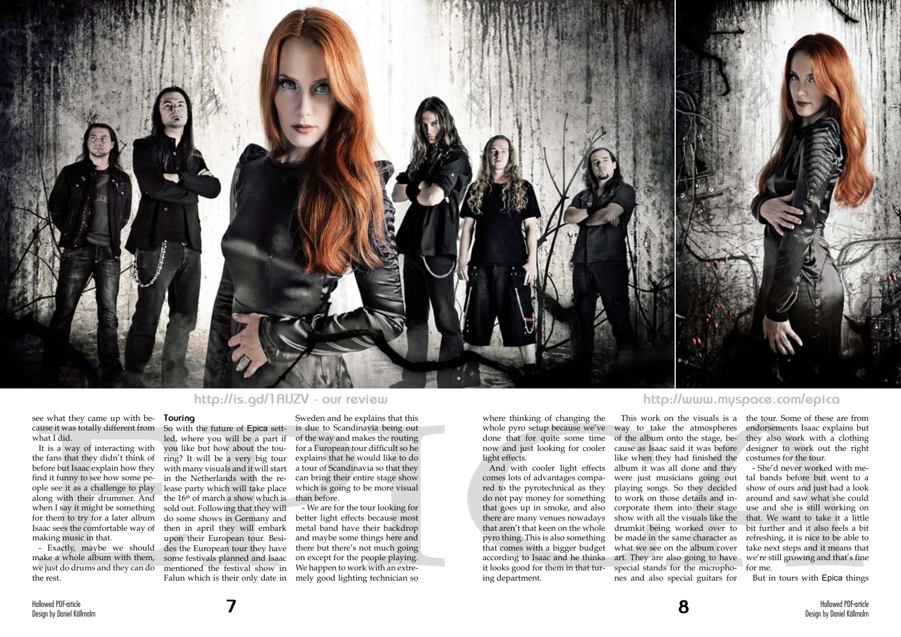http://is.gd/1AIJZV - our review

http://www.myspace.com/epica

see what they came up with because it was totally different from what I did.

It is a way of interacting with the fans that they didn't think of before but Isaac explain how they find it funny to see how some people see it as a challenge to play along with their drummer. And when I say it might be something for them to try for a later album Isaac sees the comfortable way of making music in that.

- Exactly, maybe we should make a whole album with them, we just do drums and they can do the rest.

## Touring

So with the future of Epica settled, where you will be a part if you like but how about the touring? It will be a very big tour with many visuals and it will start in the Netherlands with the release party which will take place the 16th of march a show which is sold out. Following that they will do some shows in Germany and then in april they will embark upon their European tour. Besides the European tour they have some festivals planned and Isaac mentioned the festival show in Falun which is their only date in Sweden and he explains that this is due to Scandinavia being out of the way and makes the routing for a European tour difficult so he explains that he would like to do a tour of Scandinavia so that they can bring their entire stage show which is going to be more visual than before.

- We are for the tour looking for better light effects because most metal band have their backdrop and maybe some things here and there but there's not much going on except for the people playing. We happen to work with an extremely good lighting technician so where thinking of changing the whole pyro setup because we've done that for quite some time now and just looking for cooler light effects.

And with cooler light effects comes lots of advantages compared to the pyrotechnical as they do not pay money for something that goes up in smoke, and also there are many venues nowadays that aren't that keen on the whole pyro thing. This is also something that comes with a bigger budget according to Isaac and he thinks it looks good for them in that turing department.

This work on the visuals is a way to take the atmospheres of the album onto the stage, because as Isaac said it was before like when they had finished the album it was all done and they were just musicians going out playing songs. So they decided to work on those details and incorporate them into their stage show with all the visuals like the drumkit being worked over to be made in the same character as what we see on the album cover art. They are also going to have special stands for the microphones and also special guitars for the tour. Some of these are from endorsements Isaac explains but they also work with a clothing designer to work out the right costumes for the tour.

- She'd never worked with metal bands before but went to a show of ours and just had a look around and saw what she could use and she is still working on that. We want to take it a little bit further and it also feels a bit refreshing, it is nice to be able to take next steps and it means that we're still growing and that's fine for me.

But in tours with Epica things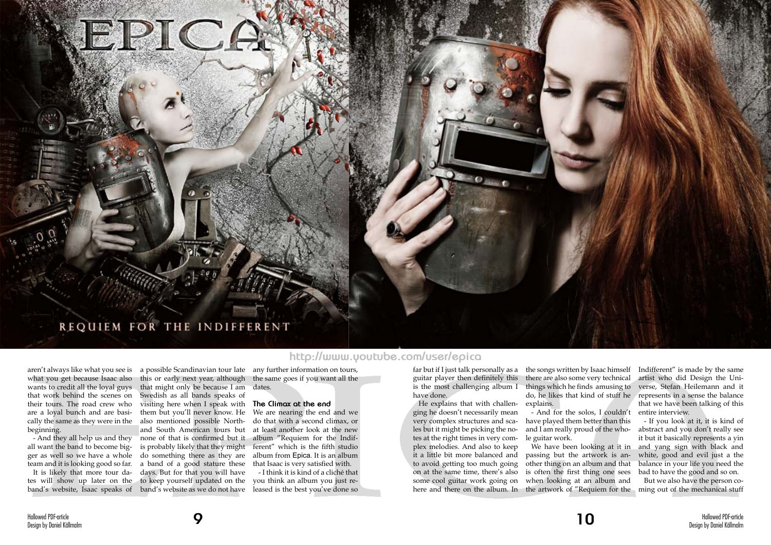aren't always like what you see is what you get because Isaac also wants to credit all the loyal guys that work behind the scenes on their tours. The road crew who are a loyal bunch and are basically the same as they were in the beginning.

- And they all help us and they all want the band to become bigger as well so we have a whole team and it is looking good so far.

It is likely that more tour dates will show up later on the band's website, Isaac speaks of a possible Scandinavian tour late this or early next year, although that might only be because I am Swedish as all bands speaks of visiting here when I speak with them but you'll never know. He also mentioned possible North- and South American tours but none of that is confirmed but it is probably likely that they might do something there as they are a band of a good stature these days. But for that you will have to keep yourself updated on the band's website as we do not have any further information on tours, the same goes if you want all the dates.

### The Climax at the end

We are nearing the end and we do that with a second climax, or at least another look at the new album "Requiem for the Indifferent" which is the fifth studio album from Epica. It is an album that Isaac is very satisfied with.

- I think it is kind of a cliché that you think an album you just released is the best you've done so far but if I just talk personally as a guitar player then definitely this is the most challenging album I have done.

He explains that with challenging he doesn't necessarily mean very complex structures and scales but it might be picking the notes at the right times in very complex melodies. And also to keep it a little bit more balanced and to avoid getting too much going on at the same time, there's also some cool guitar work going on here and there on the album. In the songs written by Isaac himself there are also some very technical things which he finds amusing to do, he likes that kind of stuff he explains.

- And for the solos, I couldn't have played them better than this and I am really proud of the whole guitar work.

We have been looking at it in passing but the artwork is another thing on an album and that is often the first thing one sees when looking at an album and the artwork of "Requiem for the Indifferent" is made by the same artist who did Design the Universe, Stefan Heilemann and it represents in a sense the balance that we have been talking of this entire interview.

- If you look at it, it is kind of abstract and you don't really see it but it basically represents a yin and yang sign with black and white, good and evil just a the balance in your life you need the bad to have the good and so on.

But we also have the person coming out of the mechanical stuff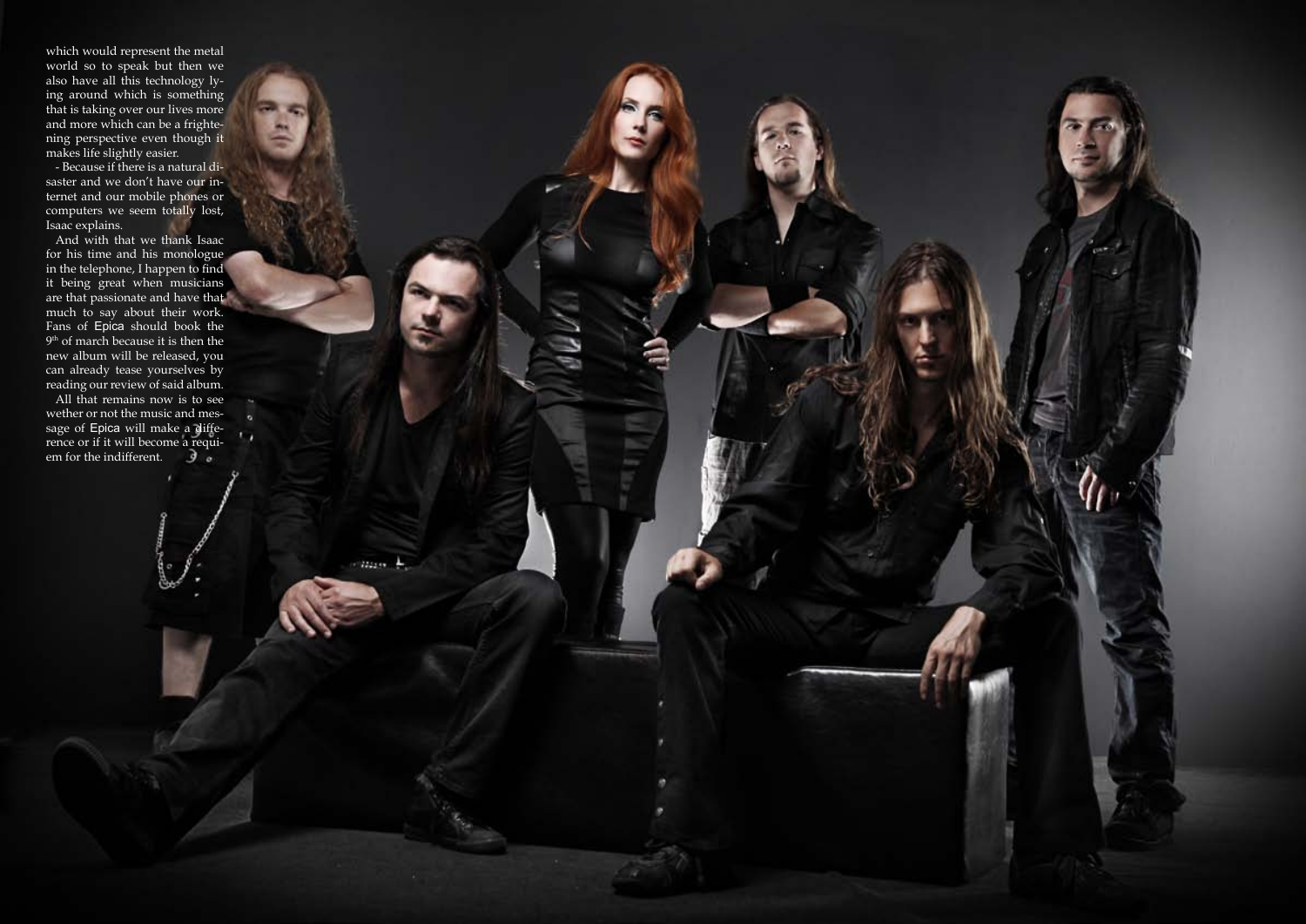which would represent the metal world so to speak but then we also have all this technology lying around which is something that is taking over our lives more and more which can be a frightening perspective even though it makes life slightly easier.

- Because if there is a natural disaster and we don't have our internet and our mobile phones or computers we seem totally lost, Isaac explains.

And with that we thank Isaac for his time and his monologue in the telephone, I happen to find it being great when musicians are that passionate and have that much to say about their work. Fans of Epica should book the 9th of march because it is then the new album will be released, you can already tease yourselves by reading our review of said album.

All that remains now is to see wether or not the music and message of Epica will make a difference or if it will become a requiem for the indifferent.